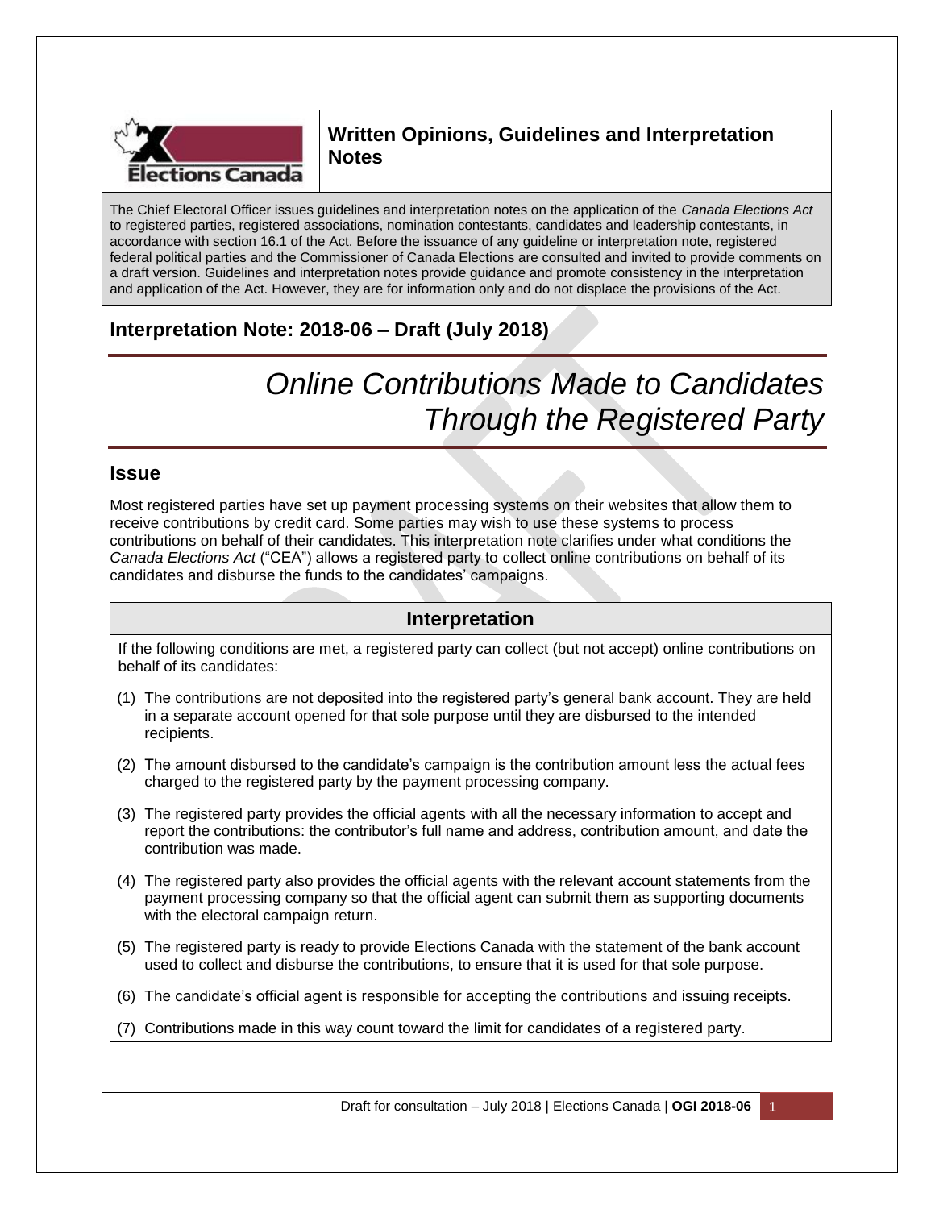## Written Opinions, Guidelines and Interpretation Notes

The Chief Electoral Officer issues guidelines and interpretation notes on the application of the *Canada Elections Act* to registered parties, registered associations, nomination contestants, candidates and leadership contestants, in accordance with section 16.1 of the Act. Before the issuance of any guideline or interpretation note, registered federal political parties and the Commissioner of Canada Elections are consulted and invited to provide comments on a draft version. Guidelines and interpretation notes provide guidance and promote consistency in the interpretation and application of the Act. However, they are for information only and do not displace the provisions of the Act.

### Interpretation Note: 2018-06 – Draft (July 2018)

# *Online Contributions Made to Candidates Through the Registered Party*

## Issue

Most registered parties have set up payment processing systems on their websites that allow them to receive contributions by credit card. Some parties may wish to use these systems to process contributions on behalf of their candidates. This interpretation note clarifies under what conditions the *Canada Elections Act* ("CEA") allows a registered party to collect online contributions on behalf of its candidates and disburse the funds to the candidates' campaigns.

## Interpretation

If the following conditions are met, a registered party can collect (but not accept) online contributions on behalf of its candidates:

(1) The contributions are not deposited into the registered party's general bank account. They are held in a separate account opened for that sole purpose until they are disbursed to the intended recipients.

(2) The amount disbursed to the candidate's campaign is the contribution amount less the actual fees charged to the registered party by the payment processing company.

(3) The registered party provides the official agents with all the necessary information to accept and report the contributions: the contributor's full name and address, contribution amount, and date the contribution was made.

(4) The registered party also provides the official agents with the relevant account statements from the payment processing company so that the official agent can submit them as supporting documents with the electoral campaign return.

(5) The registered party is ready to provide Elections Canada with the statement of the bank account used to collect and disburse the contributions, to ensure that it is used for that sole purpose.

(6) The candidate's official agent is responsible for accepting the contributions and issuing receipts.

(7) Contributions made in this way count toward the limit for candidates of a registered party.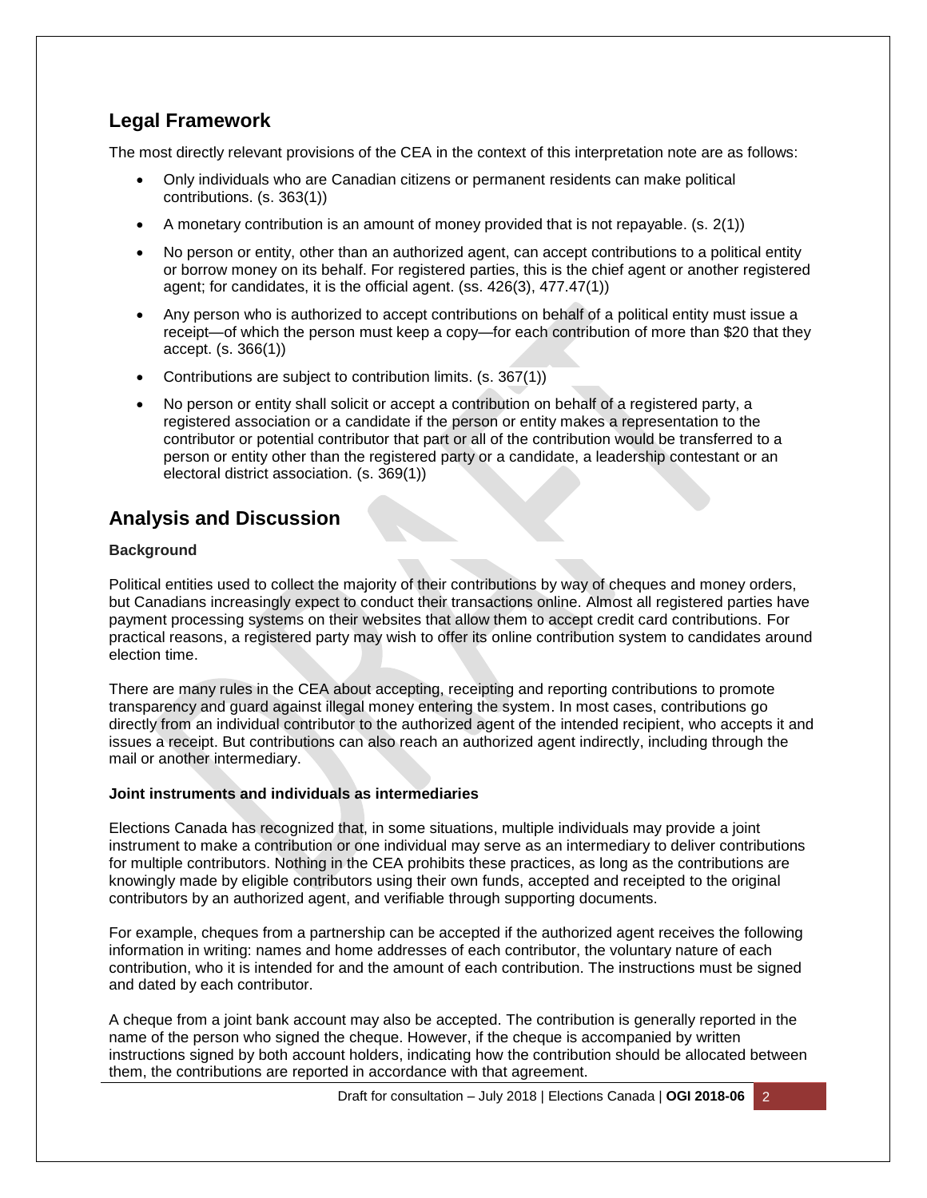## Legal Framework

The most directly relevant provisions of the CEA in the context of this interpretation note are as follows:

- Only individuals who are Canadian citizens or permanent residents can make political contributions. (s. 363(1))
- A monetary contribution is an amount of money provided that is not repayable. (s. 2(1))
- No person or entity, other than an authorized agent, can accept contributions to a political entity or borrow money on its behalf. For registered parties, this is the chief agent or another registered agent; for candidates, it is the official agent. (ss. 426(3), 477.47(1))
- Any person who is authorized to accept contributions on behalf of a political entity must issue a receipt—of which the person must keep a copy—for each contribution of more than $20 that they accept. (s. 366(1))
- Contributions are subject to contribution limits. (s. 367(1))
- No person or entity shall solicit or accept a contribution on behalf of a registered party, a registered association or a candidate if the person or entity makes a representation to the contributor or potential contributor that part or all of the contribution would be transferred to a person or entity other than the registered party or a candidate, a leadership contestant or an electoral district association. (s. 369(1))

## Analysis and Discussion

**Background**

Political entities used to collect the majority of their contributions by way of cheques and money orders, but Canadians increasingly expect to conduct their transactions online. Almost all registered parties have payment processing systems on their websites that allow them to accept credit card contributions. For practical reasons, a registered party may wish to offer its online contribution system to candidates around election time.

There are many rules in the CEA about accepting, receipting and reporting contributions to promote transparency and guard against illegal money entering the system. In most cases, contributions go directly from an individual contributor to the authorized agent of the intended recipient, who accepts it and issues a receipt. But contributions can also reach an authorized agent indirectly, including through the mail or another intermediary.

**Joint instruments and individuals as intermediaries**

Elections Canada has recognized that, in some situations, multiple individuals may provide a joint instrument to make a contribution or one individual may serve as an intermediary to deliver contributions for multiple contributors. Nothing in the CEA prohibits these practices, as long as the contributions are knowingly made by eligible contributors using their own funds, accepted and receipted to the original contributors by an authorized agent, and verifiable through supporting documents.

For example, cheques from a partnership can be accepted if the authorized agent receives the following information in writing: names and home addresses of each contributor, the voluntary nature of each contribution, who it is intended for and the amount of each contribution. The instructions must be signed and dated by each contributor.

A cheque from a joint bank account may also be accepted. The contribution is generally reported in the name of the person who signed the cheque. However, if the cheque is accompanied by written instructions signed by both account holders, indicating how the contribution should be allocated between them, the contributions are reported in accordance with that agreement.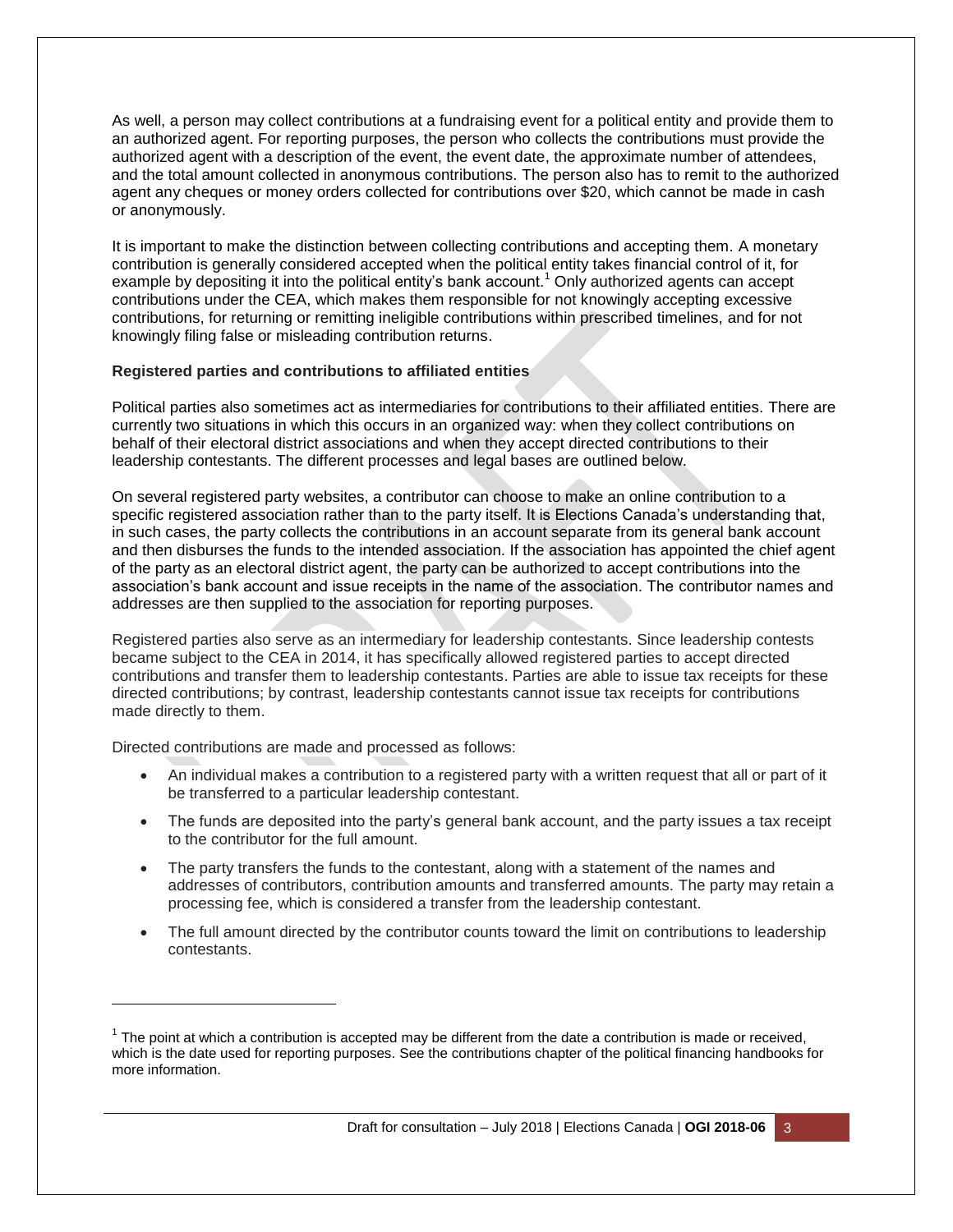As well, a person may collect contributions at a fundraising event for a political entity and provide them to an authorized agent. For reporting purposes, the person who collects the contributions must provide the authorized agent with a description of the event, the event date, the approximate number of attendees, and the total amount collected in anonymous contributions. The person also has to remit to the authorized agent any cheques or money orders collected for contributions over $20, which cannot be made in cash or anonymously.

It is important to make the distinction between collecting contributions and accepting them. A monetary contribution is generally considered accepted when the political entity takes financial control of it, for example by depositing it into the political entity's bank account.[1] Only authorized agents can accept contributions under the CEA, which makes them responsible for not knowingly accepting excessive contributions, for returning or remitting ineligible contributions within prescribed timelines, and for not knowingly filing false or misleading contribution returns.

**Registered parties and contributions to affiliated entities**

Political parties also sometimes act as intermediaries for contributions to their affiliated entities. There are currently two situations in which this occurs in an organized way: when they collect contributions on behalf of their electoral district associations and when they accept directed contributions to their leadership contestants. The different processes and legal bases are outlined below.

On several registered party websites, a contributor can choose to make an online contribution to a specific registered association rather than to the party itself. It is Elections Canada's understanding that, in such cases, the party collects the contributions in an account separate from its general bank account and then disburses the funds to the intended association. If the association has appointed the chief agent of the party as an electoral district agent, the party can be authorized to accept contributions into the association's bank account and issue receipts in the name of the association. The contributor names and addresses are then supplied to the association for reporting purposes.

Registered parties also serve as an intermediary for leadership contestants. Since leadership contests became subject to the CEA in 2014, it has specifically allowed registered parties to accept directed contributions and transfer them to leadership contestants. Parties are able to issue tax receipts for these directed contributions; by contrast, leadership contestants cannot issue tax receipts for contributions made directly to them.

Directed contributions are made and processed as follows:

- An individual makes a contribution to a registered party with a written request that all or part of it be transferred to a particular leadership contestant.
- The funds are deposited into the party's general bank account, and the party issues a tax receipt to the contributor for the full amount.
- The party transfers the funds to the contestant, along with a statement of the names and addresses of contributors, contribution amounts and transferred amounts. The party may retain a processing fee, which is considered a transfer from the leadership contestant.
- The full amount directed by the contributor counts toward the limit on contributions to leadership contestants.

[1] The point at which a contribution is accepted may be different from the date a contribution is made or received, which is the date used for reporting purposes. See the contributions chapter of the political financing handbooks for more information.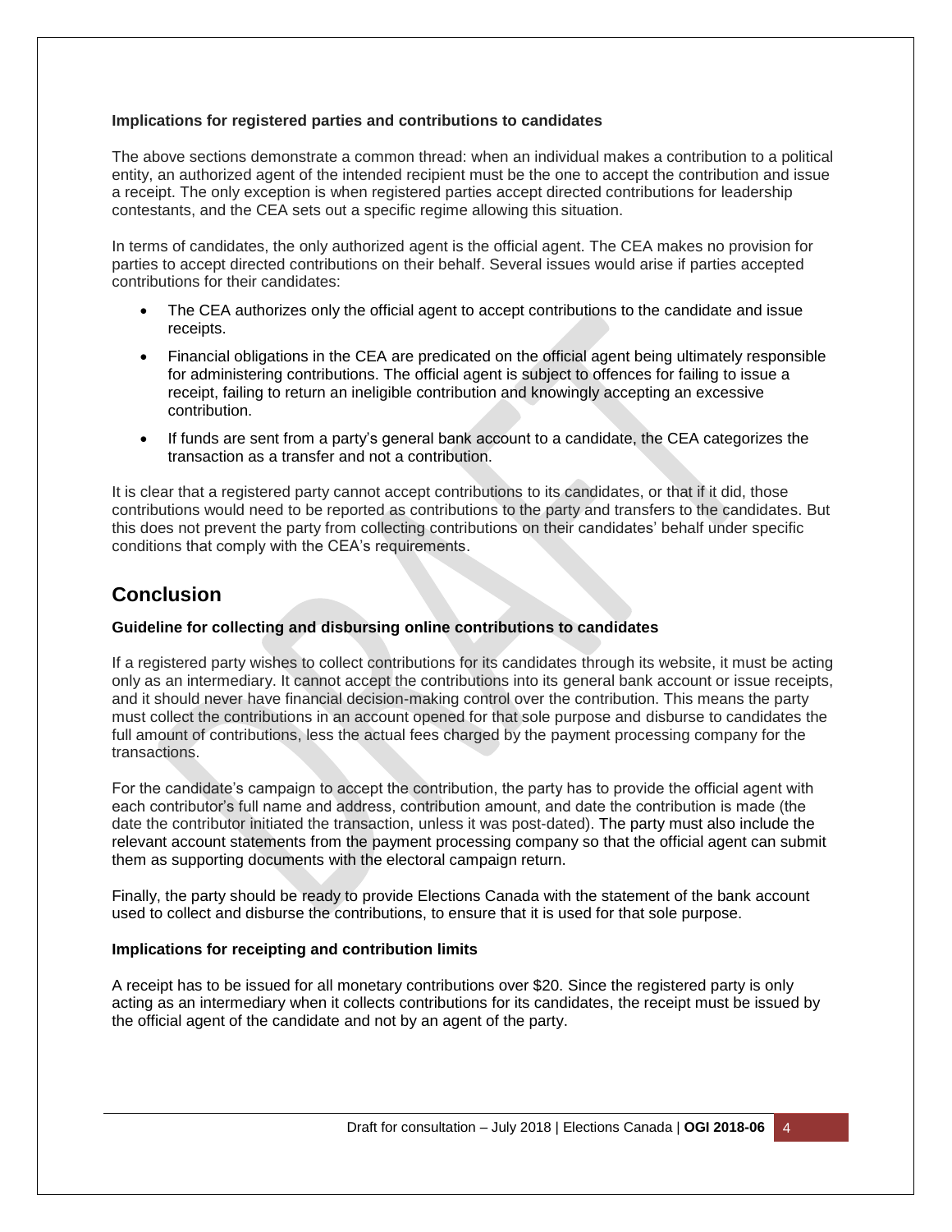### Implications for registered parties and contributions to candidates

The above sections demonstrate a common thread: when an individual makes a contribution to a political entity, an authorized agent of the intended recipient must be the one to accept the contribution and issue a receipt. The only exception is when registered parties accept directed contributions for leadership contestants, and the CEA sets out a specific regime allowing this situation.

In terms of candidates, the only authorized agent is the official agent. The CEA makes no provision for parties to accept directed contributions on their behalf. Several issues would arise if parties accepted contributions for their candidates:

- The CEA authorizes only the official agent to accept contributions to the candidate and issue receipts.
- Financial obligations in the CEA are predicated on the official agent being ultimately responsible for administering contributions. The official agent is subject to offences for failing to issue a receipt, failing to return an ineligible contribution and knowingly accepting an excessive contribution.
- If funds are sent from a party's general bank account to a candidate, the CEA categorizes the transaction as a transfer and not a contribution.

It is clear that a registered party cannot accept contributions to its candidates, or that if it did, those contributions would need to be reported as contributions to the party and transfers to the candidates. But this does not prevent the party from collecting contributions on their candidates' behalf under specific conditions that comply with the CEA's requirements.

## Conclusion

### Guideline for collecting and disbursing online contributions to candidates

If a registered party wishes to collect contributions for its candidates through its website, it must be acting only as an intermediary. It cannot accept the contributions into its general bank account or issue receipts, and it should never have financial decision-making control over the contribution. This means the party must collect the contributions in an account opened for that sole purpose and disburse to candidates the full amount of contributions, less the actual fees charged by the payment processing company for the transactions.

For the candidate's campaign to accept the contribution, the party has to provide the official agent with each contributor's full name and address, contribution amount, and date the contribution is made (the date the contributor initiated the transaction, unless it was post-dated). The party must also include the relevant account statements from the payment processing company so that the official agent can submit them as supporting documents with the electoral campaign return.

Finally, the party should be ready to provide Elections Canada with the statement of the bank account used to collect and disburse the contributions, to ensure that it is used for that sole purpose.

### Implications for receipting and contribution limits

A receipt has to be issued for all monetary contributions over $20. Since the registered party is only acting as an intermediary when it collects contributions for its candidates, the receipt must be issued by the official agent of the candidate and not by an agent of the party.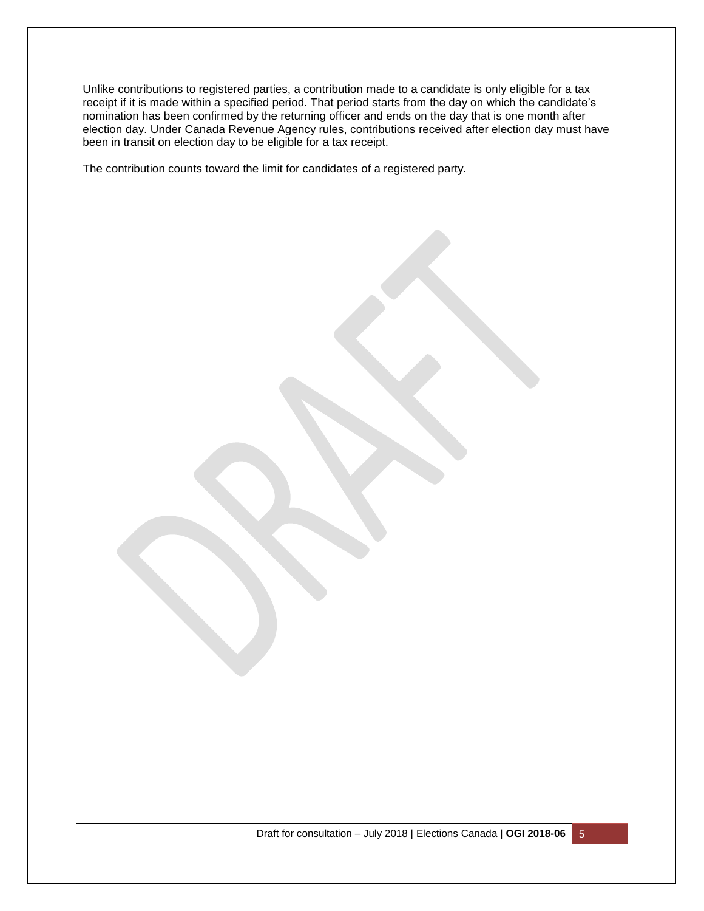Unlike contributions to registered parties, a contribution made to a candidate is only eligible for a tax receipt if it is made within a specified period. That period starts from the day on which the candidate's nomination has been confirmed by the returning officer and ends on the day that is one month after election day. Under Canada Revenue Agency rules, contributions received after election day must have been in transit on election day to be eligible for a tax receipt.

The contribution counts toward the limit for candidates of a registered party.